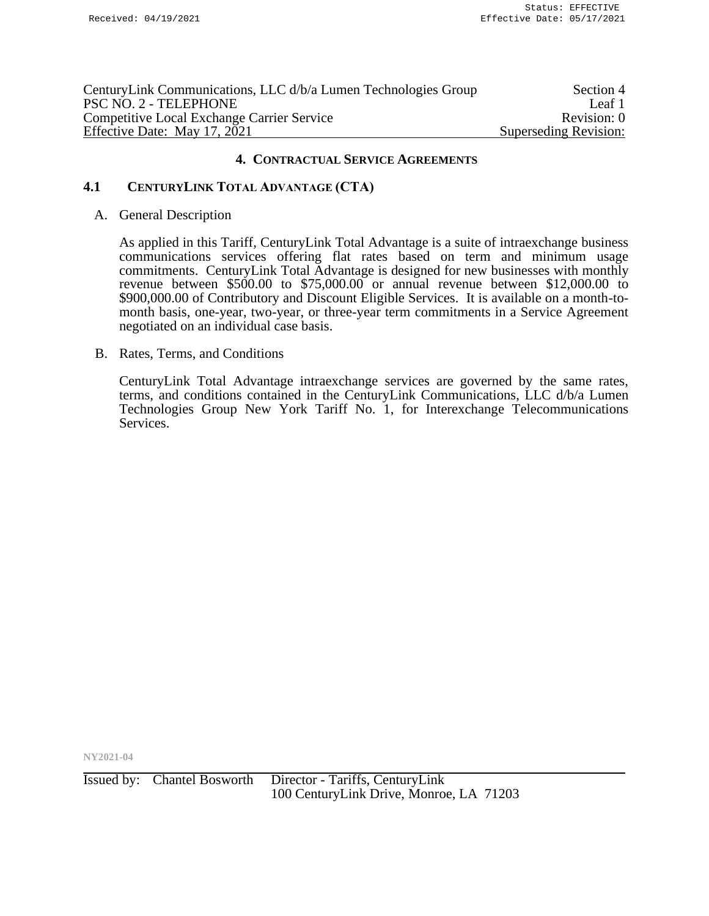CenturyLink Communications, LLC d/b/a Lumen Technologies Group — Section 4
PSC NO. 2 - TELEPHONE — Leaf 1
Competitive Local Exchange Carrier Service — Revision: 0
Effective Date: May 17, 2021 — Superseding Revision:

## 4. Contractual Service Agreements

### 4.1 CenturyLink Total Advantage (CTA)

A. General Description

As applied in this Tariff, CenturyLink Total Advantage is a suite of intraexchange business communications services offering flat rates based on term and minimum usage commitments. CenturyLink Total Advantage is designed for new businesses with monthly revenue between \$500.00 to \$75,000.00 or annual revenue between \$12,000.00 to \$900,000.00 of Contributory and Discount Eligible Services. It is available on a month-to-month basis, one-year, two-year, or three-year term commitments in a Service Agreement negotiated on an individual case basis.

B. Rates, Terms, and Conditions

CenturyLink Total Advantage intraexchange services are governed by the same rates, terms, and conditions contained in the CenturyLink Communications, LLC d/b/a Lumen Technologies Group New York Tariff No. 1, for Interexchange Telecommunications Services.

NY2021-04

Issued by: Chantel Bosworth — Director - Tariffs, CenturyLink
100 CenturyLink Drive, Monroe, LA 71203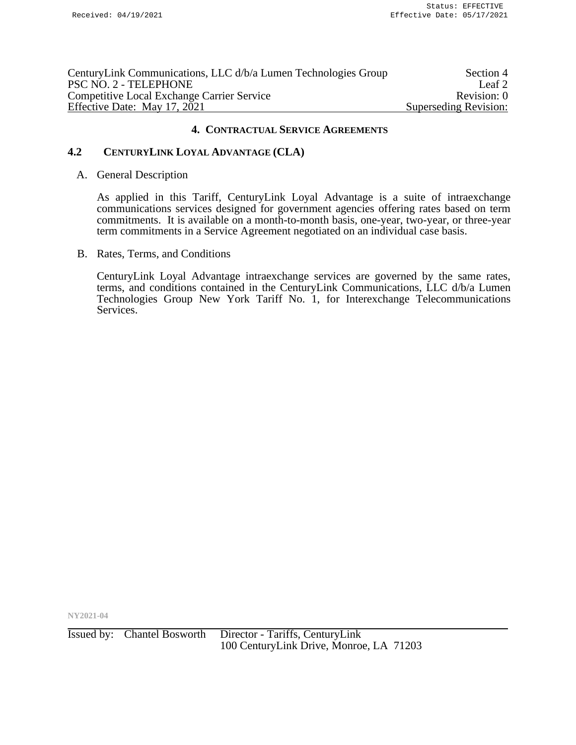## 4. CONTRACTUAL SERVICE AGREEMENTS

### 4.2 CENTURYLINK LOYAL ADVANTAGE (CLA)

A. General Description

As applied in this Tariff, CenturyLink Loyal Advantage is a suite of intraexchange communications services designed for government agencies offering rates based on term commitments. It is available on a month-to-month basis, one-year, two-year, or three-year term commitments in a Service Agreement negotiated on an individual case basis.

B. Rates, Terms, and Conditions

CenturyLink Loyal Advantage intraexchange services are governed by the same rates, terms, and conditions contained in the CenturyLink Communications, LLC d/b/a Lumen Technologies Group New York Tariff No. 1, for Interexchange Telecommunications Services.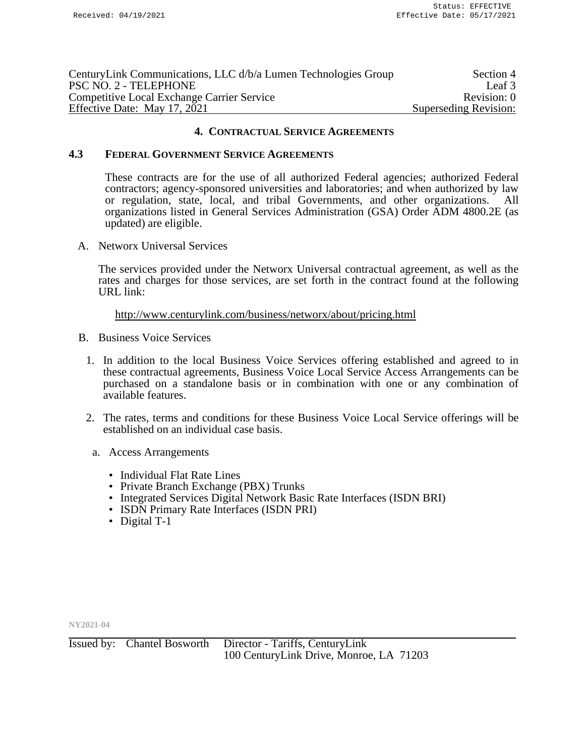## 4. CONTRACTUAL SERVICE AGREEMENTS

### 4.3 FEDERAL GOVERNMENT SERVICE AGREEMENTS

These contracts are for the use of all authorized Federal agencies; authorized Federal contractors; agency-sponsored universities and laboratories; and when authorized by law or regulation, state, local, and tribal Governments, and other organizations. All organizations listed in General Services Administration (GSA) Order ADM 4800.2E (as updated) are eligible.

A. Networx Universal Services

The services provided under the Networx Universal contractual agreement, as well as the rates and charges for those services, are set forth in the contract found at the following URL link:

http://www.centurylink.com/business/networx/about/pricing.html

B. Business Voice Services

1. In addition to the local Business Voice Services offering established and agreed to in these contractual agreements, Business Voice Local Service Access Arrangements can be purchased on a standalone basis or in combination with one or any combination of available features.

2. The rates, terms and conditions for these Business Voice Local Service offerings will be established on an individual case basis.

   a. Access Arrangements

   - Individual Flat Rate Lines
   - Private Branch Exchange (PBX) Trunks
   - Integrated Services Digital Network Basic Rate Interfaces (ISDN BRI)
   - ISDN Primary Rate Interfaces (ISDN PRI)
   - Digital T-1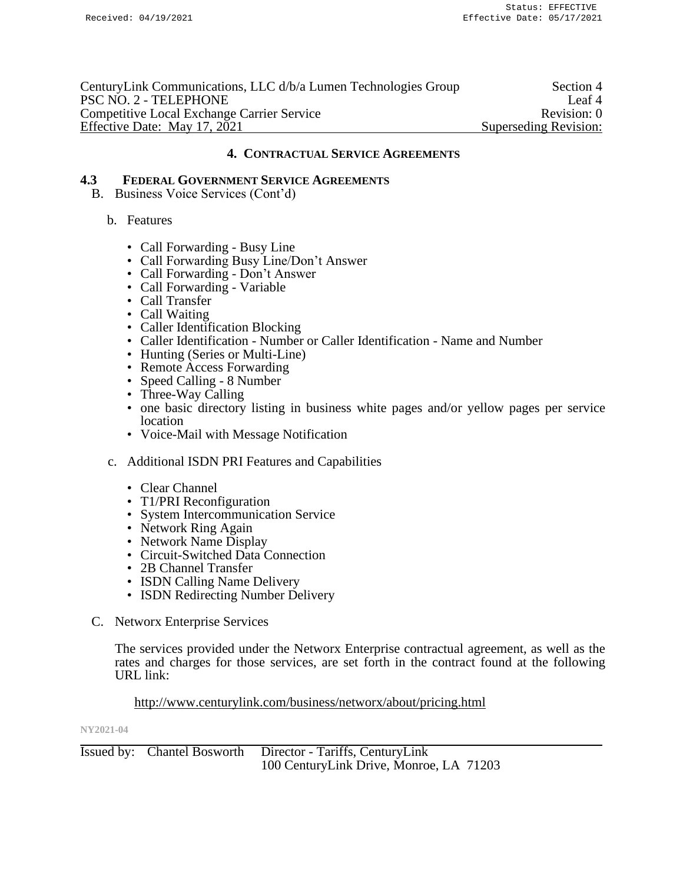## 4. CONTRACTUAL SERVICE AGREEMENTS

### 4.3 FEDERAL GOVERNMENT SERVICE AGREEMENTS

B. Business Voice Services (Cont'd)

b. Features

- Call Forwarding - Busy Line
- Call Forwarding Busy Line/Don't Answer
- Call Forwarding - Don't Answer
- Call Forwarding - Variable
- Call Transfer
- Call Waiting
- Caller Identification Blocking
- Caller Identification - Number or Caller Identification - Name and Number
- Hunting (Series or Multi-Line)
- Remote Access Forwarding
- Speed Calling - 8 Number
- Three-Way Calling
- one basic directory listing in business white pages and/or yellow pages per service location
- Voice-Mail with Message Notification

c. Additional ISDN PRI Features and Capabilities

- Clear Channel
- T1/PRI Reconfiguration
- System Intercommunication Service
- Network Ring Again
- Network Name Display
- Circuit-Switched Data Connection
- 2B Channel Transfer
- ISDN Calling Name Delivery
- ISDN Redirecting Number Delivery

C. Networx Enterprise Services

The services provided under the Networx Enterprise contractual agreement, as well as the rates and charges for those services, are set forth in the contract found at the following URL link:

http://www.centurylink.com/business/networx/about/pricing.html

NY2021-04